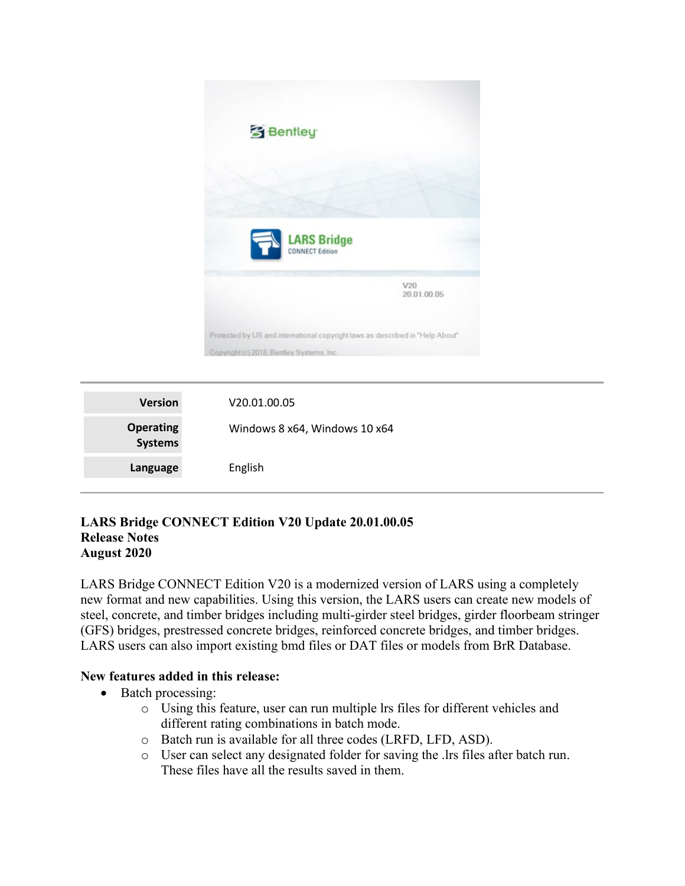| Version | V20.01.00.05 |
| --- | --- |
| Operating Systems | Windows 8 x64, Windows 10 x64 |
| Language | English |

**LARS Bridge CONNECT Edition V20 Update 20.01.00.05**
**Release Notes**
**August 2020**

LARS Bridge CONNECT Edition V20 is a modernized version of LARS using a completely new format and new capabilities. Using this version, the LARS users can create new models of steel, concrete, and timber bridges including multi-girder steel bridges, girder floorbeam stringer (GFS) bridges, prestressed concrete bridges, reinforced concrete bridges, and timber bridges. LARS users can also import existing bmd files or DAT files or models from BrR Database.

**New features added in this release:**

- Batch processing:
  - Using this feature, user can run multiple lrs files for different vehicles and different rating combinations in batch mode.
  - Batch run is available for all three codes (LRFD, LFD, ASD).
  - User can select any designated folder for saving the .lrs files after batch run. These files have all the results saved in them.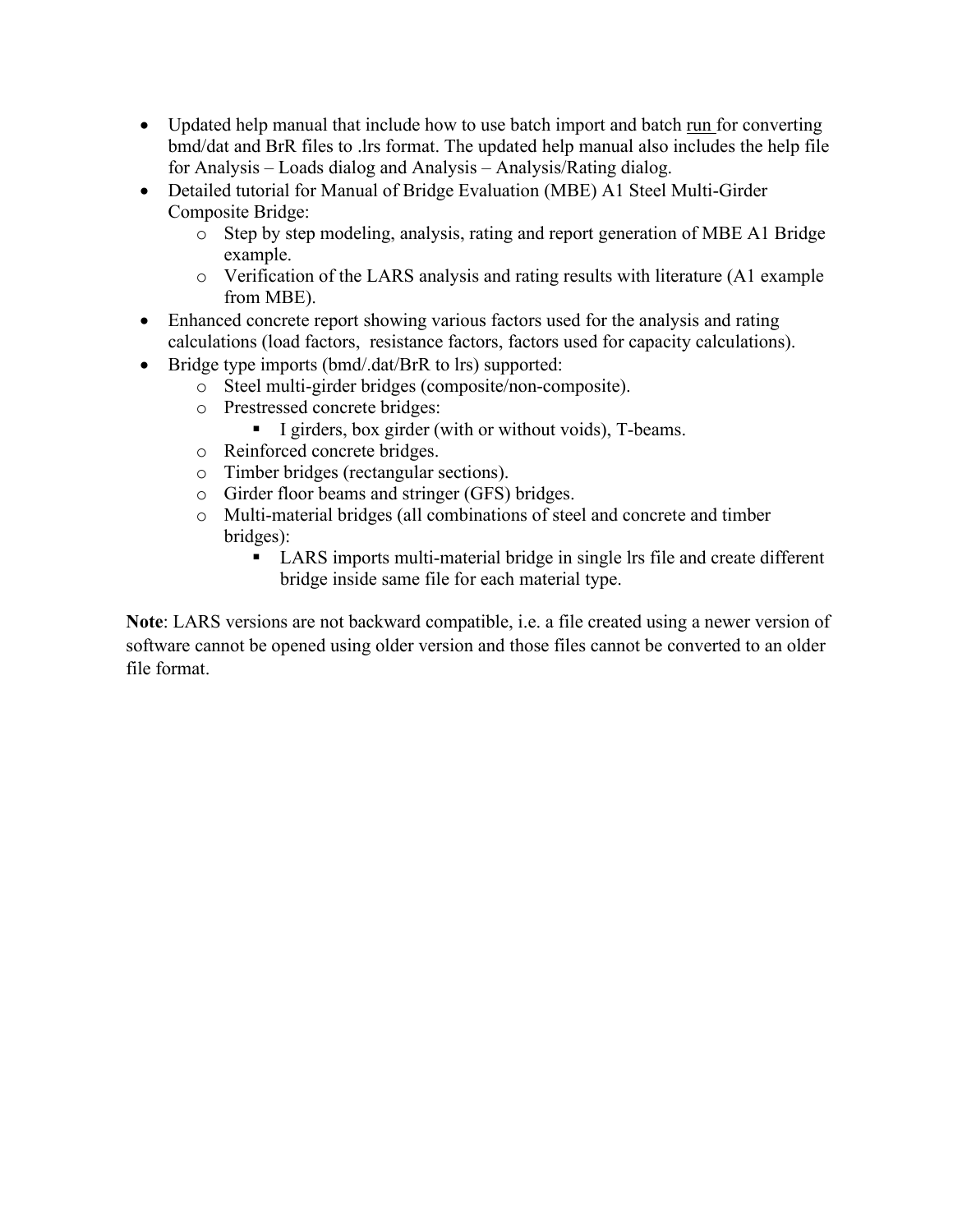- Updated help manual that include how to use batch import and batch run for converting bmd/dat and BrR files to .lrs format. The updated help manual also includes the help file for Analysis – Loads dialog and Analysis – Analysis/Rating dialog.
- Detailed tutorial for Manual of Bridge Evaluation (MBE) A1 Steel Multi-Girder Composite Bridge:
  - Step by step modeling, analysis, rating and report generation of MBE A1 Bridge example.
  - Verification of the LARS analysis and rating results with literature (A1 example from MBE).
- Enhanced concrete report showing various factors used for the analysis and rating calculations (load factors, resistance factors, factors used for capacity calculations).
- Bridge type imports (bmd/.dat/BrR to lrs) supported:
  - Steel multi-girder bridges (composite/non-composite).
  - Prestressed concrete bridges:
    - I girders, box girder (with or without voids), T-beams.
  - Reinforced concrete bridges.
  - Timber bridges (rectangular sections).
  - Girder floor beams and stringer (GFS) bridges.
  - Multi-material bridges (all combinations of steel and concrete and timber bridges):
    - LARS imports multi-material bridge in single lrs file and create different bridge inside same file for each material type.

**Note**: LARS versions are not backward compatible, i.e. a file created using a newer version of software cannot be opened using older version and those files cannot be converted to an older file format.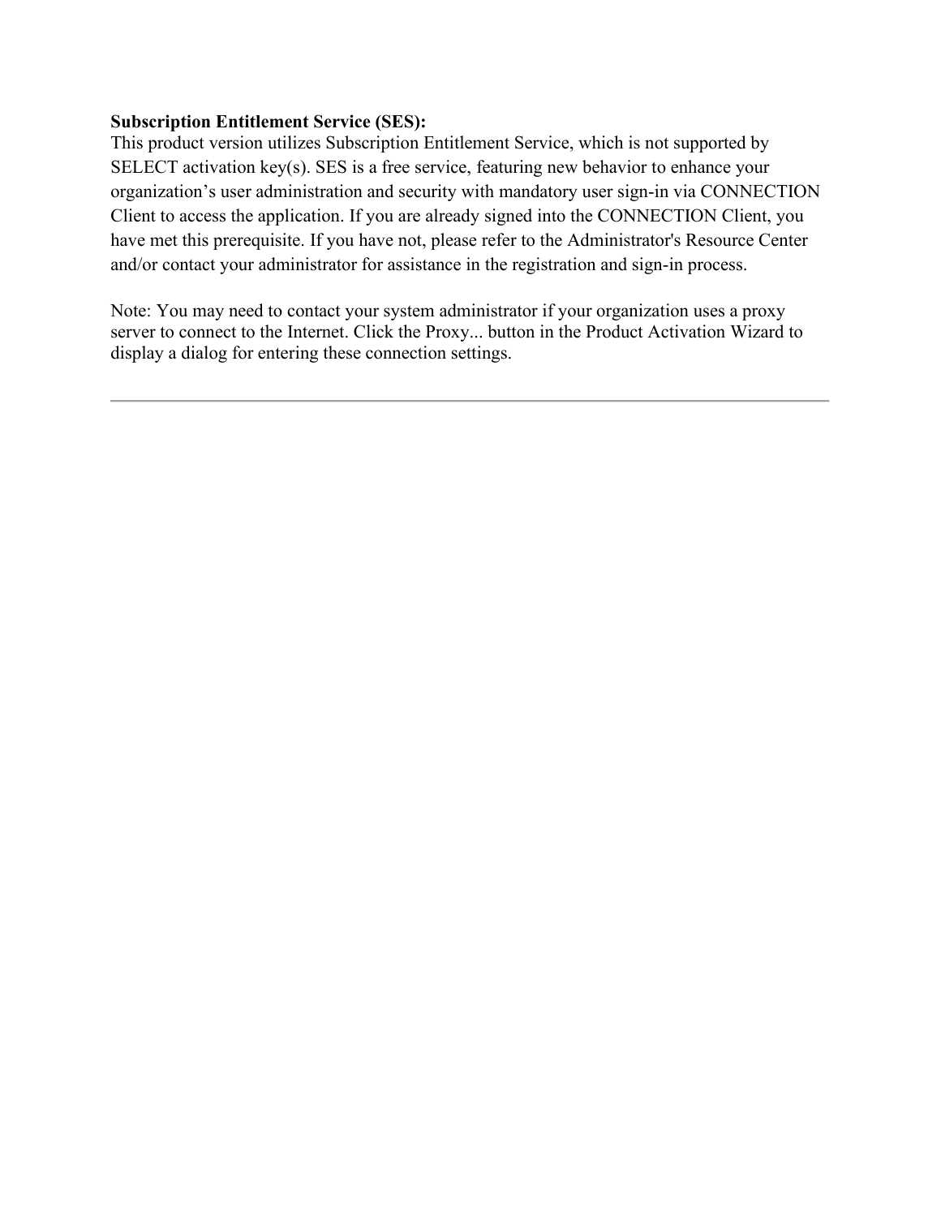**Subscription Entitlement Service (SES):**
This product version utilizes Subscription Entitlement Service, which is not supported by SELECT activation key(s). SES is a free service, featuring new behavior to enhance your organization's user administration and security with mandatory user sign-in via CONNECTION Client to access the application. If you are already signed into the CONNECTION Client, you have met this prerequisite. If you have not, please refer to the Administrator's Resource Center and/or contact your administrator for assistance in the registration and sign-in process.

Note: You may need to contact your system administrator if your organization uses a proxy server to connect to the Internet. Click the Proxy... button in the Product Activation Wizard to display a dialog for entering these connection settings.

---